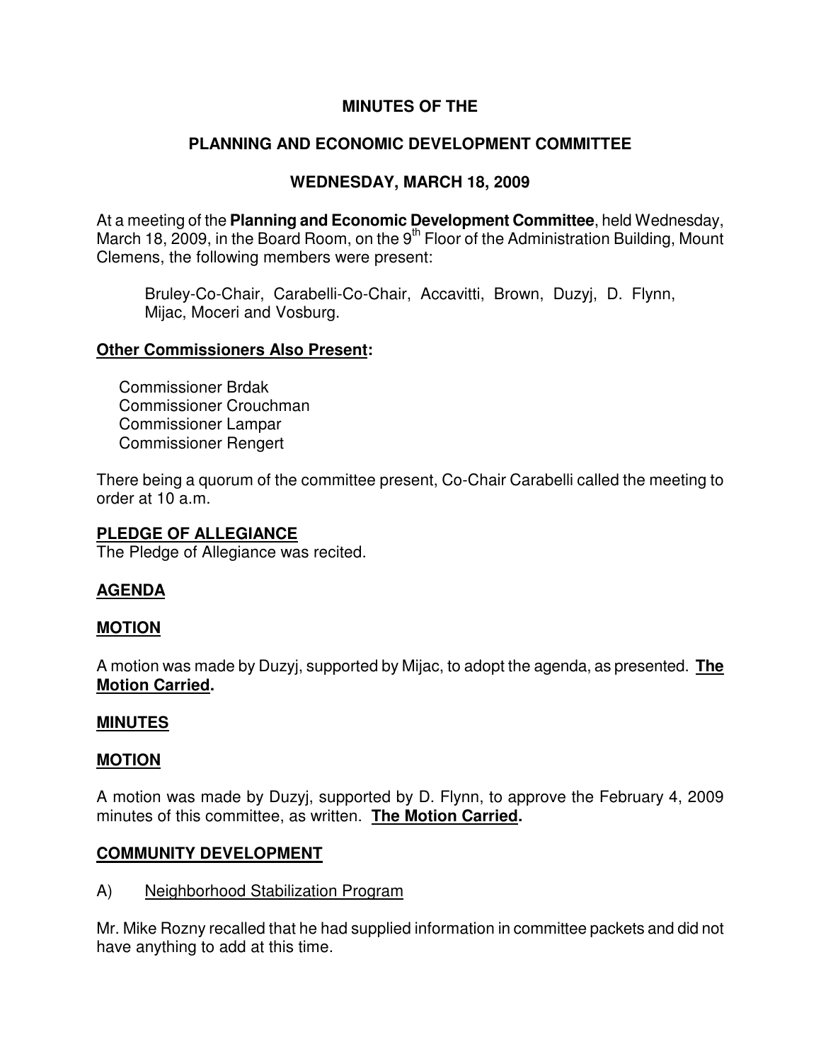# MINUTES OF THE

# PLANNING AND ECONOMIC DEVELOPMENT COMMITTEE

## WEDNESDAY, MARCH 18, 2009

At a meeting of the **Planning and Economic Development Committee**, held Wednesday, March 18, 2009, in the Board Room, on the 9th Floor of the Administration Building, Mount Clemens, the following members were present:

Bruley-Co-Chair, Carabelli-Co-Chair, Accavitti, Brown, Duzyj, D. Flynn, Mijac, Moceri and Vosburg.

**Other Commissioners Also Present:**

Commissioner Brdak
Commissioner Crouchman
Commissioner Lampar
Commissioner Rengert

There being a quorum of the committee present, Co-Chair Carabelli called the meeting to order at 10 a.m.

**PLEDGE OF ALLEGIANCE**

The Pledge of Allegiance was recited.

**AGENDA**

**MOTION**

A motion was made by Duzyj, supported by Mijac, to adopt the agenda, as presented. **The Motion Carried.**

**MINUTES**

**MOTION**

A motion was made by Duzyj, supported by D. Flynn, to approve the February 4, 2009 minutes of this committee, as written. **The Motion Carried.**

**COMMUNITY DEVELOPMENT**

A) Neighborhood Stabilization Program

Mr. Mike Rozny recalled that he had supplied information in committee packets and did not have anything to add at this time.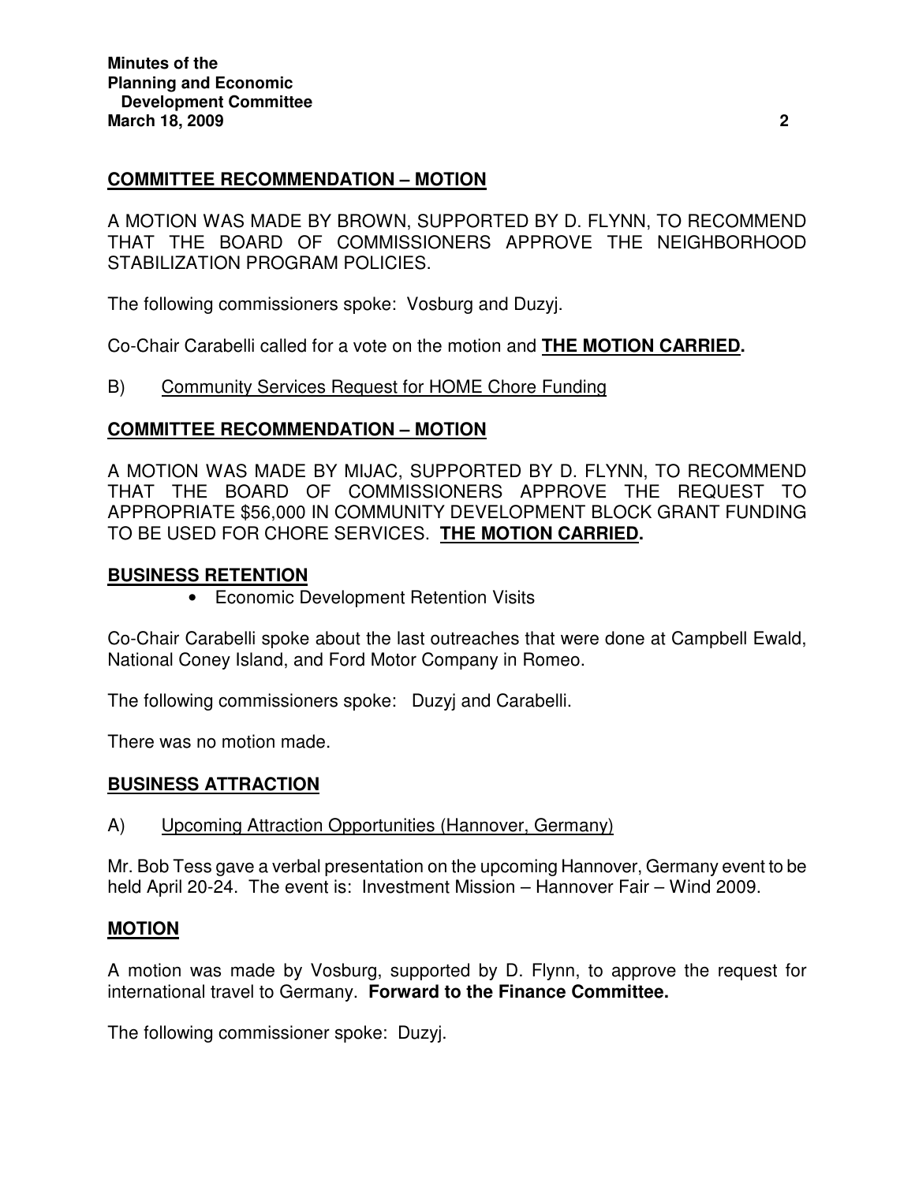**COMMITTEE RECOMMENDATION – MOTION**

A MOTION WAS MADE BY BROWN, SUPPORTED BY D. FLYNN, TO RECOMMEND THAT THE BOARD OF COMMISSIONERS APPROVE THE NEIGHBORHOOD STABILIZATION PROGRAM POLICIES.

The following commissioners spoke: Vosburg and Duzyj.

Co-Chair Carabelli called for a vote on the motion and **THE MOTION CARRIED.**

B) Community Services Request for HOME Chore Funding

**COMMITTEE RECOMMENDATION – MOTION**

A MOTION WAS MADE BY MIJAC, SUPPORTED BY D. FLYNN, TO RECOMMEND THAT THE BOARD OF COMMISSIONERS APPROVE THE REQUEST TO APPROPRIATE $56,000 IN COMMUNITY DEVELOPMENT BLOCK GRANT FUNDING TO BE USED FOR CHORE SERVICES. **THE MOTION CARRIED.**

**BUSINESS RETENTION**

- Economic Development Retention Visits

Co-Chair Carabelli spoke about the last outreaches that were done at Campbell Ewald, National Coney Island, and Ford Motor Company in Romeo.

The following commissioners spoke: Duzyj and Carabelli.

There was no motion made.

**BUSINESS ATTRACTION**

A) Upcoming Attraction Opportunities (Hannover, Germany)

Mr. Bob Tess gave a verbal presentation on the upcoming Hannover, Germany event to be held April 20-24. The event is: Investment Mission – Hannover Fair – Wind 2009.

**MOTION**

A motion was made by Vosburg, supported by D. Flynn, to approve the request for international travel to Germany. **Forward to the Finance Committee.**

The following commissioner spoke: Duzyj.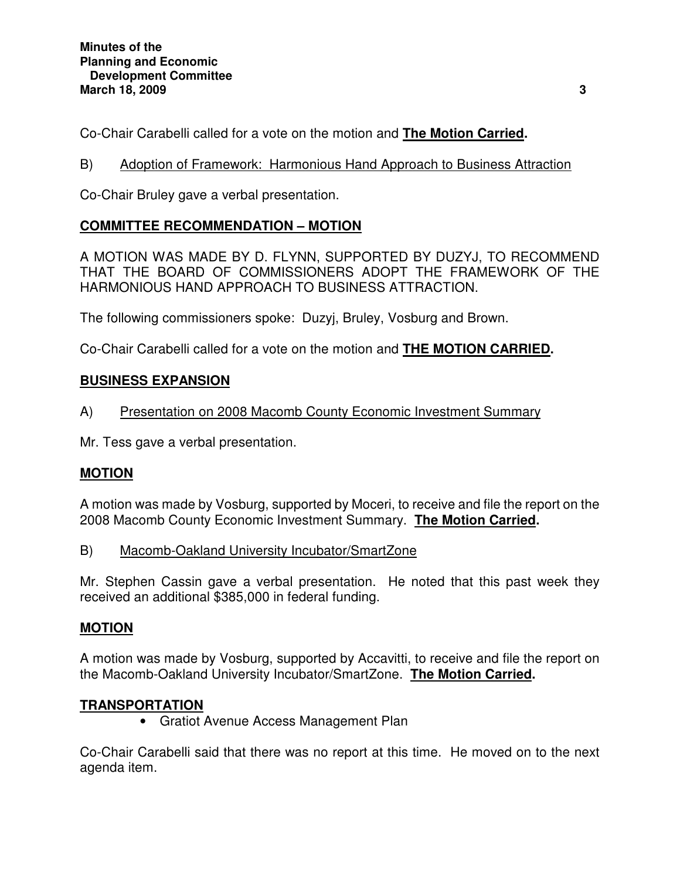Co-Chair Carabelli called for a vote on the motion and **The Motion Carried.**

B) Adoption of Framework: Harmonious Hand Approach to Business Attraction

Co-Chair Bruley gave a verbal presentation.

**COMMITTEE RECOMMENDATION – MOTION**

A MOTION WAS MADE BY D. FLYNN, SUPPORTED BY DUZYJ, TO RECOMMEND THAT THE BOARD OF COMMISSIONERS ADOPT THE FRAMEWORK OF THE HARMONIOUS HAND APPROACH TO BUSINESS ATTRACTION.

The following commissioners spoke: Duzyj, Bruley, Vosburg and Brown.

Co-Chair Carabelli called for a vote on the motion and **THE MOTION CARRIED.**

**BUSINESS EXPANSION**

A) Presentation on 2008 Macomb County Economic Investment Summary

Mr. Tess gave a verbal presentation.

**MOTION**

A motion was made by Vosburg, supported by Moceri, to receive and file the report on the 2008 Macomb County Economic Investment Summary. **The Motion Carried.**

B) Macomb-Oakland University Incubator/SmartZone

Mr. Stephen Cassin gave a verbal presentation. He noted that this past week they received an additional $385,000 in federal funding.

**MOTION**

A motion was made by Vosburg, supported by Accavitti, to receive and file the report on the Macomb-Oakland University Incubator/SmartZone. **The Motion Carried.**

**TRANSPORTATION**

- Gratiot Avenue Access Management Plan

Co-Chair Carabelli said that there was no report at this time. He moved on to the next agenda item.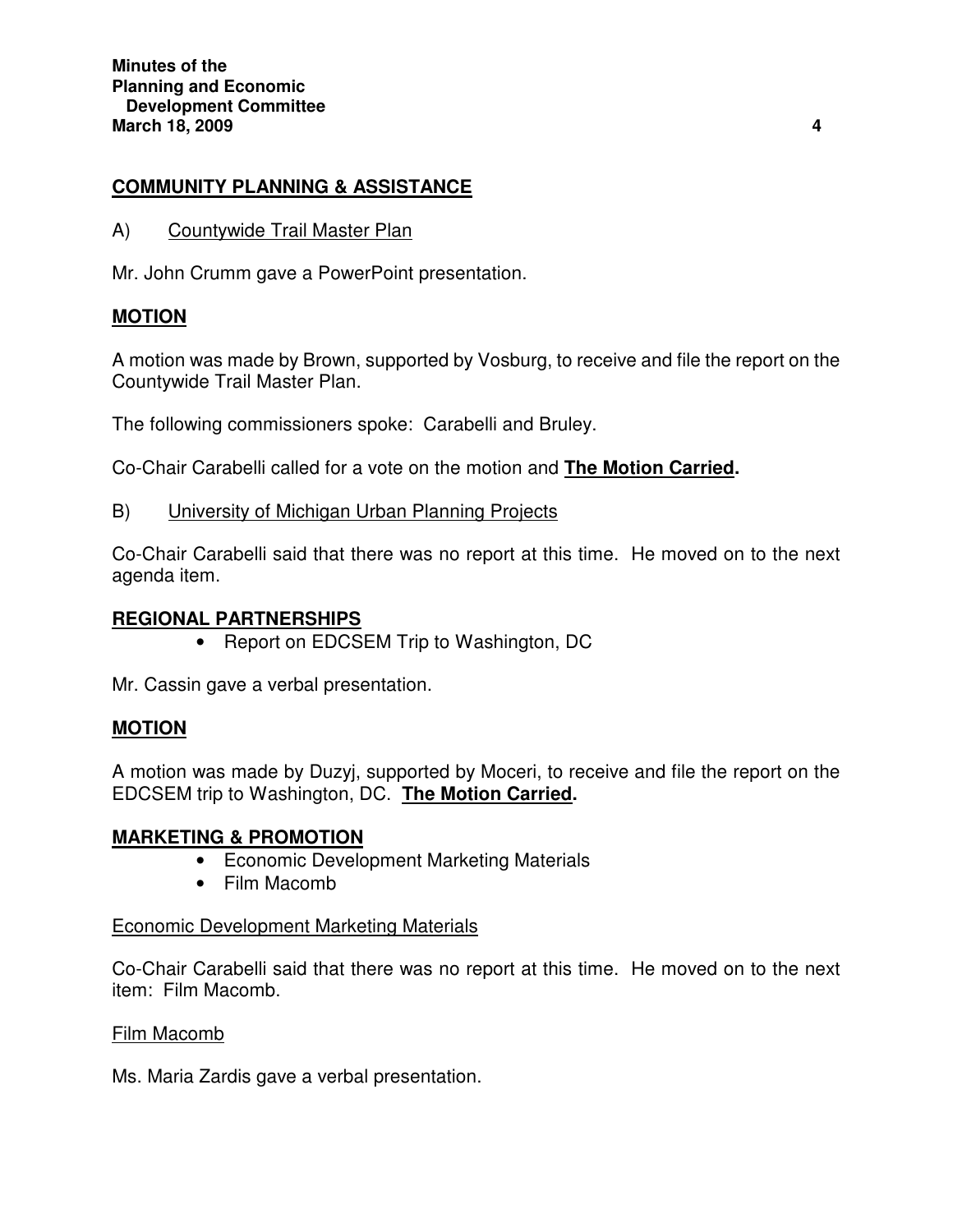## COMMUNITY PLANNING & ASSISTANCE

A) Countywide Trail Master Plan

Mr. John Crumm gave a PowerPoint presentation.

**MOTION**

A motion was made by Brown, supported by Vosburg, to receive and file the report on the Countywide Trail Master Plan.

The following commissioners spoke: Carabelli and Bruley.

Co-Chair Carabelli called for a vote on the motion and **The Motion Carried.**

B) University of Michigan Urban Planning Projects

Co-Chair Carabelli said that there was no report at this time. He moved on to the next agenda item.

## REGIONAL PARTNERSHIPS

- Report on EDCSEM Trip to Washington, DC

Mr. Cassin gave a verbal presentation.

**MOTION**

A motion was made by Duzyj, supported by Moceri, to receive and file the report on the EDCSEM trip to Washington, DC. **The Motion Carried.**

## MARKETING & PROMOTION

- Economic Development Marketing Materials
- Film Macomb

Economic Development Marketing Materials

Co-Chair Carabelli said that there was no report at this time. He moved on to the next item: Film Macomb.

Film Macomb

Ms. Maria Zardis gave a verbal presentation.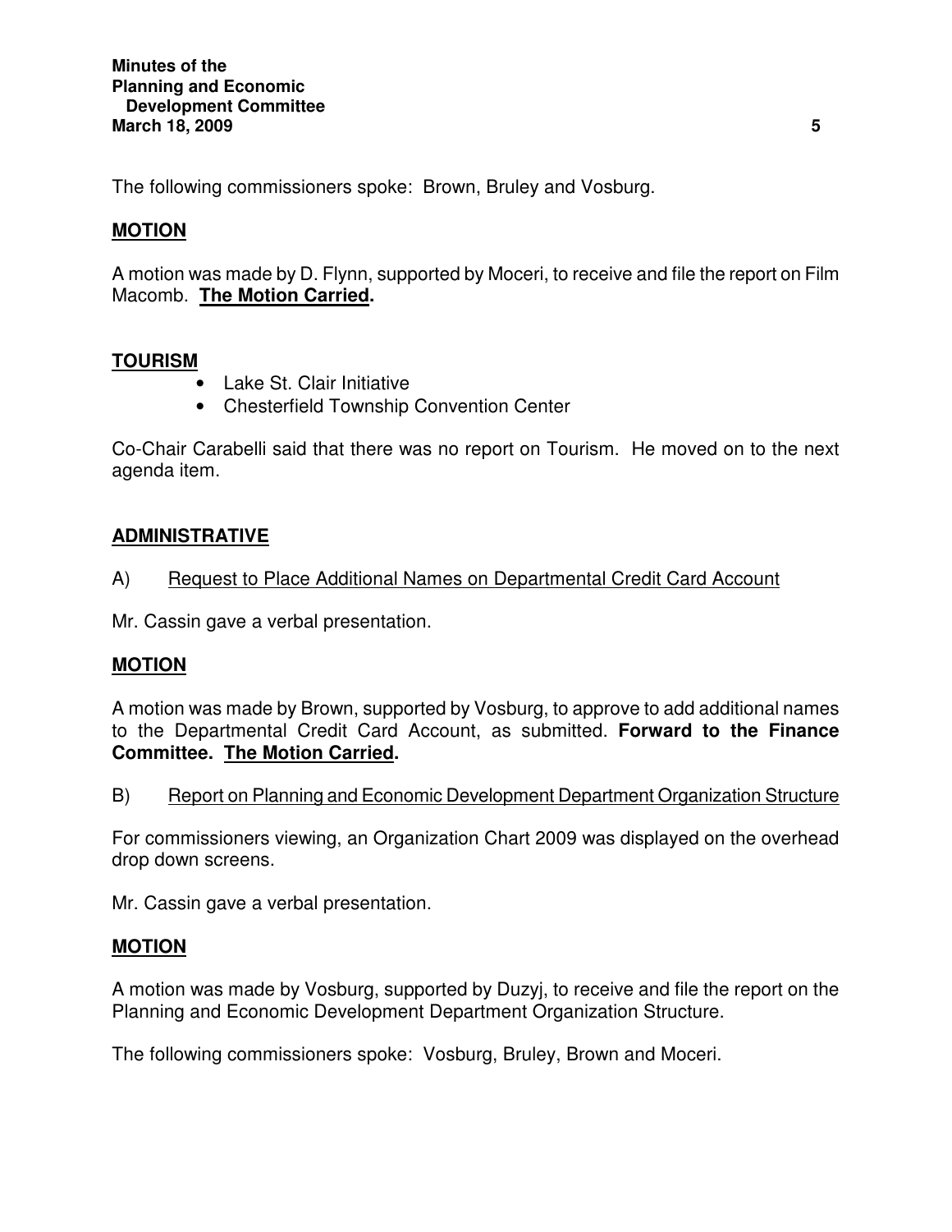The following commissioners spoke: Brown, Bruley and Vosburg.

**MOTION**

A motion was made by D. Flynn, supported by Moceri, to receive and file the report on Film Macomb. **The Motion Carried.**

**TOURISM**

- Lake St. Clair Initiative
- Chesterfield Township Convention Center

Co-Chair Carabelli said that there was no report on Tourism. He moved on to the next agenda item.

**ADMINISTRATIVE**

A) Request to Place Additional Names on Departmental Credit Card Account

Mr. Cassin gave a verbal presentation.

**MOTION**

A motion was made by Brown, supported by Vosburg, to approve to add additional names to the Departmental Credit Card Account, as submitted. **Forward to the Finance Committee. The Motion Carried.**

B) Report on Planning and Economic Development Department Organization Structure

For commissioners viewing, an Organization Chart 2009 was displayed on the overhead drop down screens.

Mr. Cassin gave a verbal presentation.

**MOTION**

A motion was made by Vosburg, supported by Duzyj, to receive and file the report on the Planning and Economic Development Department Organization Structure.

The following commissioners spoke: Vosburg, Bruley, Brown and Moceri.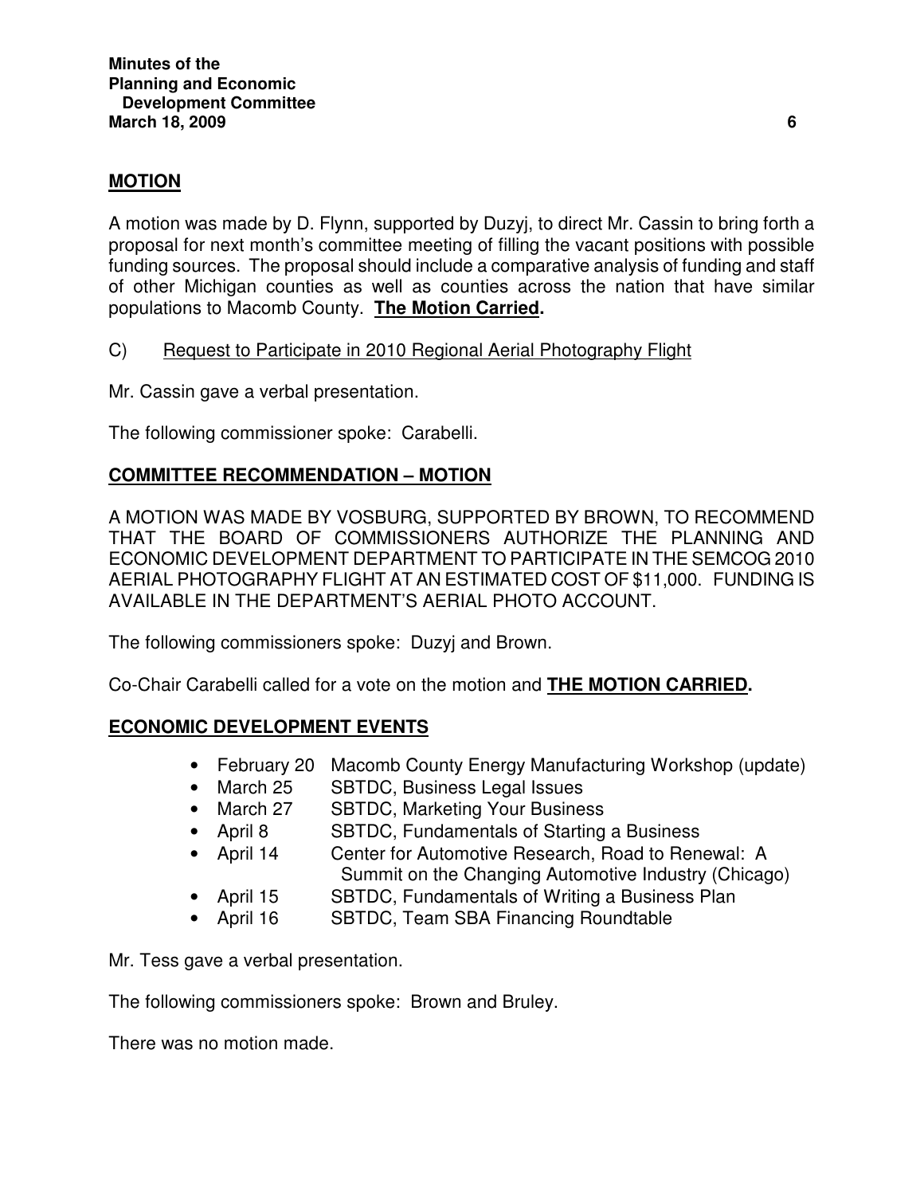**MOTION**

A motion was made by D. Flynn, supported by Duzyj, to direct Mr. Cassin to bring forth a proposal for next month's committee meeting of filling the vacant positions with possible funding sources. The proposal should include a comparative analysis of funding and staff of other Michigan counties as well as counties across the nation that have similar populations to Macomb County. **The Motion Carried.**

C) Request to Participate in 2010 Regional Aerial Photography Flight

Mr. Cassin gave a verbal presentation.

The following commissioner spoke: Carabelli.

**COMMITTEE RECOMMENDATION – MOTION**

A MOTION WAS MADE BY VOSBURG, SUPPORTED BY BROWN, TO RECOMMEND THAT THE BOARD OF COMMISSIONERS AUTHORIZE THE PLANNING AND ECONOMIC DEVELOPMENT DEPARTMENT TO PARTICIPATE IN THE SEMCOG 2010 AERIAL PHOTOGRAPHY FLIGHT AT AN ESTIMATED COST OF $11,000. FUNDING IS AVAILABLE IN THE DEPARTMENT'S AERIAL PHOTO ACCOUNT.

The following commissioners spoke: Duzyj and Brown.

Co-Chair Carabelli called for a vote on the motion and **THE MOTION CARRIED.**

**ECONOMIC DEVELOPMENT EVENTS**

- February 20 Macomb County Energy Manufacturing Workshop (update)
- March 25 SBTDC, Business Legal Issues
- March 27 SBTDC, Marketing Your Business
- April 8 SBTDC, Fundamentals of Starting a Business
- April 14 Center for Automotive Research, Road to Renewal: A Summit on the Changing Automotive Industry (Chicago)
- April 15 SBTDC, Fundamentals of Writing a Business Plan
- April 16 SBTDC, Team SBA Financing Roundtable

Mr. Tess gave a verbal presentation.

The following commissioners spoke: Brown and Bruley.

There was no motion made.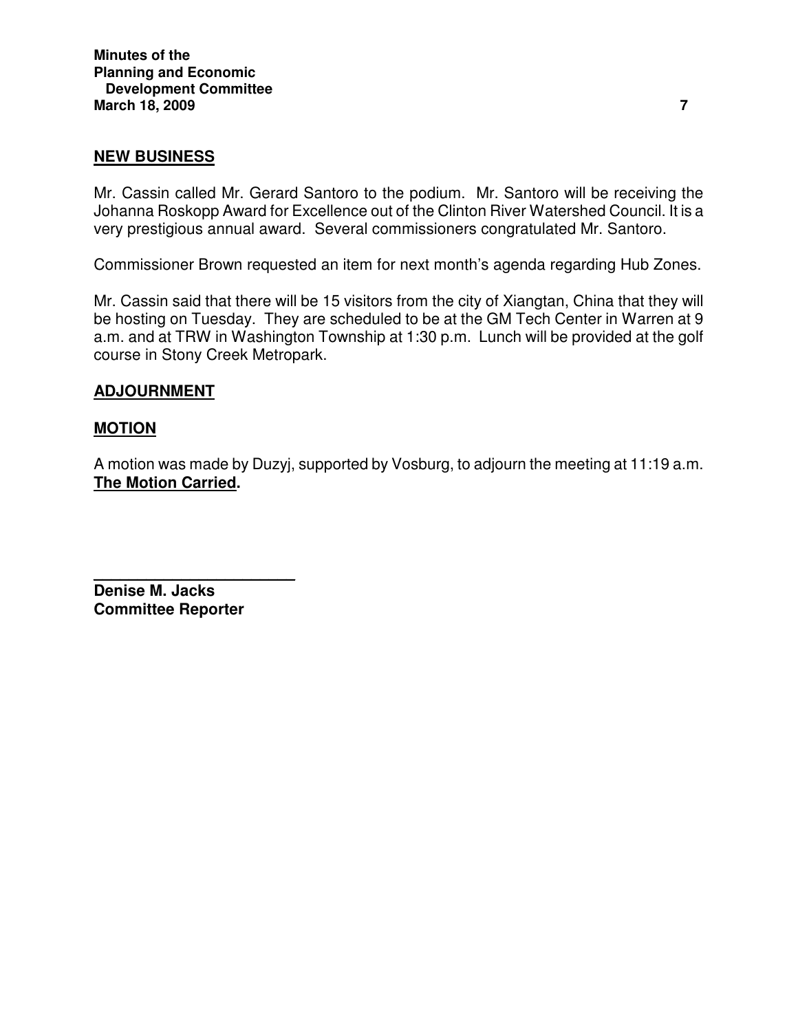## NEW BUSINESS

Mr. Cassin called Mr. Gerard Santoro to the podium. Mr. Santoro will be receiving the Johanna Roskopp Award for Excellence out of the Clinton River Watershed Council. It is a very prestigious annual award. Several commissioners congratulated Mr. Santoro.

Commissioner Brown requested an item for next month's agenda regarding Hub Zones.

Mr. Cassin said that there will be 15 visitors from the city of Xiangtan, China that they will be hosting on Tuesday. They are scheduled to be at the GM Tech Center in Warren at 9 a.m. and at TRW in Washington Township at 1:30 p.m. Lunch will be provided at the golf course in Stony Creek Metropark.

## ADJOURNMENT

## MOTION

A motion was made by Duzyj, supported by Vosburg, to adjourn the meeting at 11:19 a.m. **The Motion Carried.**

______________________

**Denise M. Jacks**
**Committee Reporter**